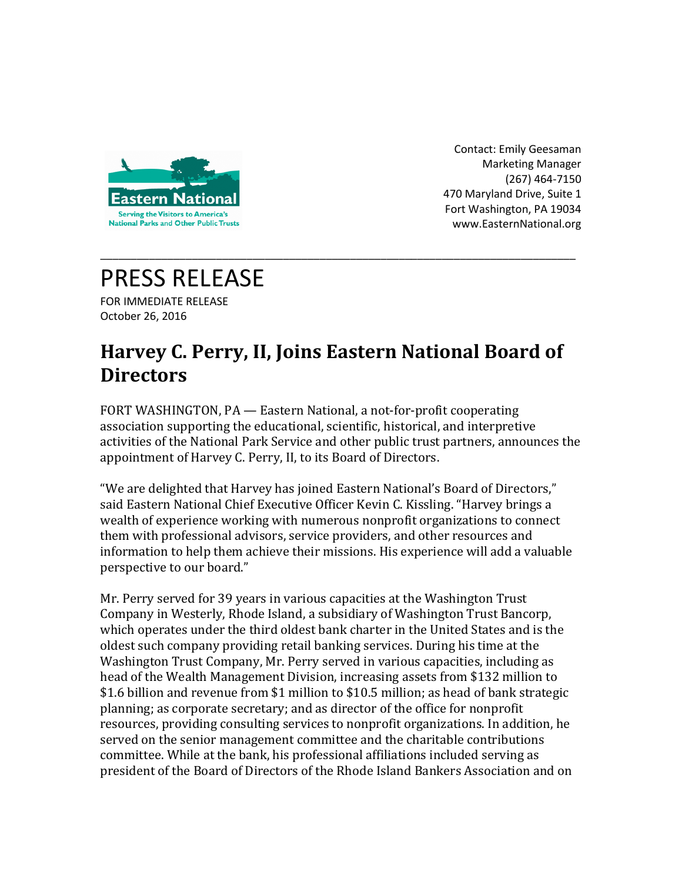Eastern National

Serving the Visitors to America's National Parks and Other Public Trusts

Contact: Emily Geesaman
Marketing Manager
(267) 464-7150
470 Maryland Drive, Suite 1
Fort Washington, PA 19034
www.EasternNational.org

---

# PRESS RELEASE

FOR IMMEDIATE RELEASE
October 26, 2016

## Harvey C. Perry, II, Joins Eastern National Board of Directors

FORT WASHINGTON, PA — Eastern National, a not-for-profit cooperating association supporting the educational, scientific, historical, and interpretive activities of the National Park Service and other public trust partners, announces the appointment of Harvey C. Perry, II, to its Board of Directors.

"We are delighted that Harvey has joined Eastern National's Board of Directors," said Eastern National Chief Executive Officer Kevin C. Kissling. "Harvey brings a wealth of experience working with numerous nonprofit organizations to connect them with professional advisors, service providers, and other resources and information to help them achieve their missions. His experience will add a valuable perspective to our board."

Mr. Perry served for 39 years in various capacities at the Washington Trust Company in Westerly, Rhode Island, a subsidiary of Washington Trust Bancorp, which operates under the third oldest bank charter in the United States and is the oldest such company providing retail banking services. During his time at the Washington Trust Company, Mr. Perry served in various capacities, including as head of the Wealth Management Division, increasing assets from $132 million to $1.6 billion and revenue from $1 million to $10.5 million; as head of bank strategic planning; as corporate secretary; and as director of the office for nonprofit resources, providing consulting services to nonprofit organizations. In addition, he served on the senior management committee and the charitable contributions committee. While at the bank, his professional affiliations included serving as president of the Board of Directors of the Rhode Island Bankers Association and on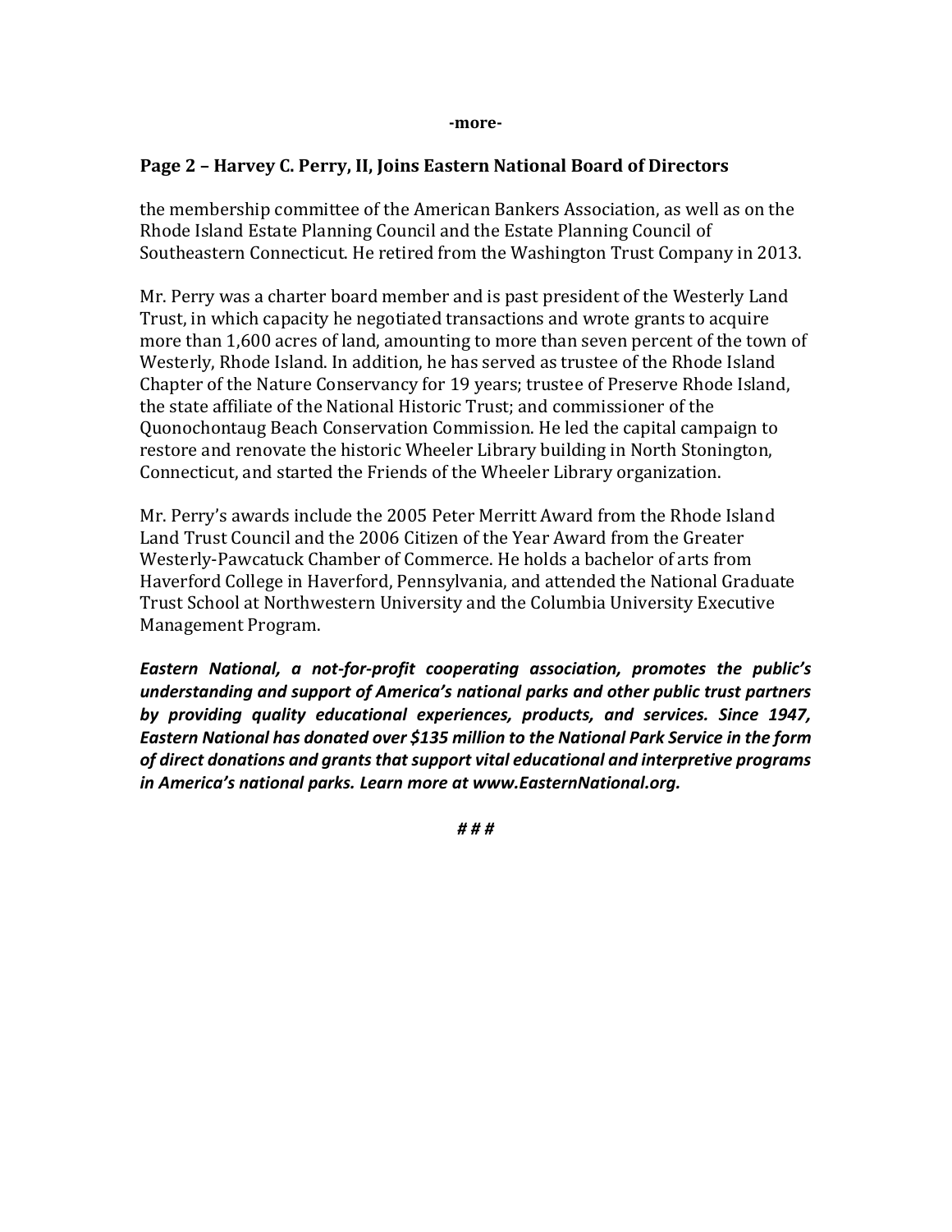-more-

**Page 2 – Harvey C. Perry, II, Joins Eastern National Board of Directors**

the membership committee of the American Bankers Association, as well as on the Rhode Island Estate Planning Council and the Estate Planning Council of Southeastern Connecticut. He retired from the Washington Trust Company in 2013.

Mr. Perry was a charter board member and is past president of the Westerly Land Trust, in which capacity he negotiated transactions and wrote grants to acquire more than 1,600 acres of land, amounting to more than seven percent of the town of Westerly, Rhode Island. In addition, he has served as trustee of the Rhode Island Chapter of the Nature Conservancy for 19 years; trustee of Preserve Rhode Island, the state affiliate of the National Historic Trust; and commissioner of the Quonochontaug Beach Conservation Commission. He led the capital campaign to restore and renovate the historic Wheeler Library building in North Stonington, Connecticut, and started the Friends of the Wheeler Library organization.

Mr. Perry's awards include the 2005 Peter Merritt Award from the Rhode Island Land Trust Council and the 2006 Citizen of the Year Award from the Greater Westerly-Pawcatuck Chamber of Commerce. He holds a bachelor of arts from Haverford College in Haverford, Pennsylvania, and attended the National Graduate Trust School at Northwestern University and the Columbia University Executive Management Program.

***Eastern National, a not-for-profit cooperating association, promotes the public's understanding and support of America's national parks and other public trust partners by providing quality educational experiences, products, and services. Since 1947, Eastern National has donated over $135 million to the National Park Service in the form of direct donations and grants that support vital educational and interpretive programs in America's national parks. Learn more at www.EasternNational.org.***

*# # #*